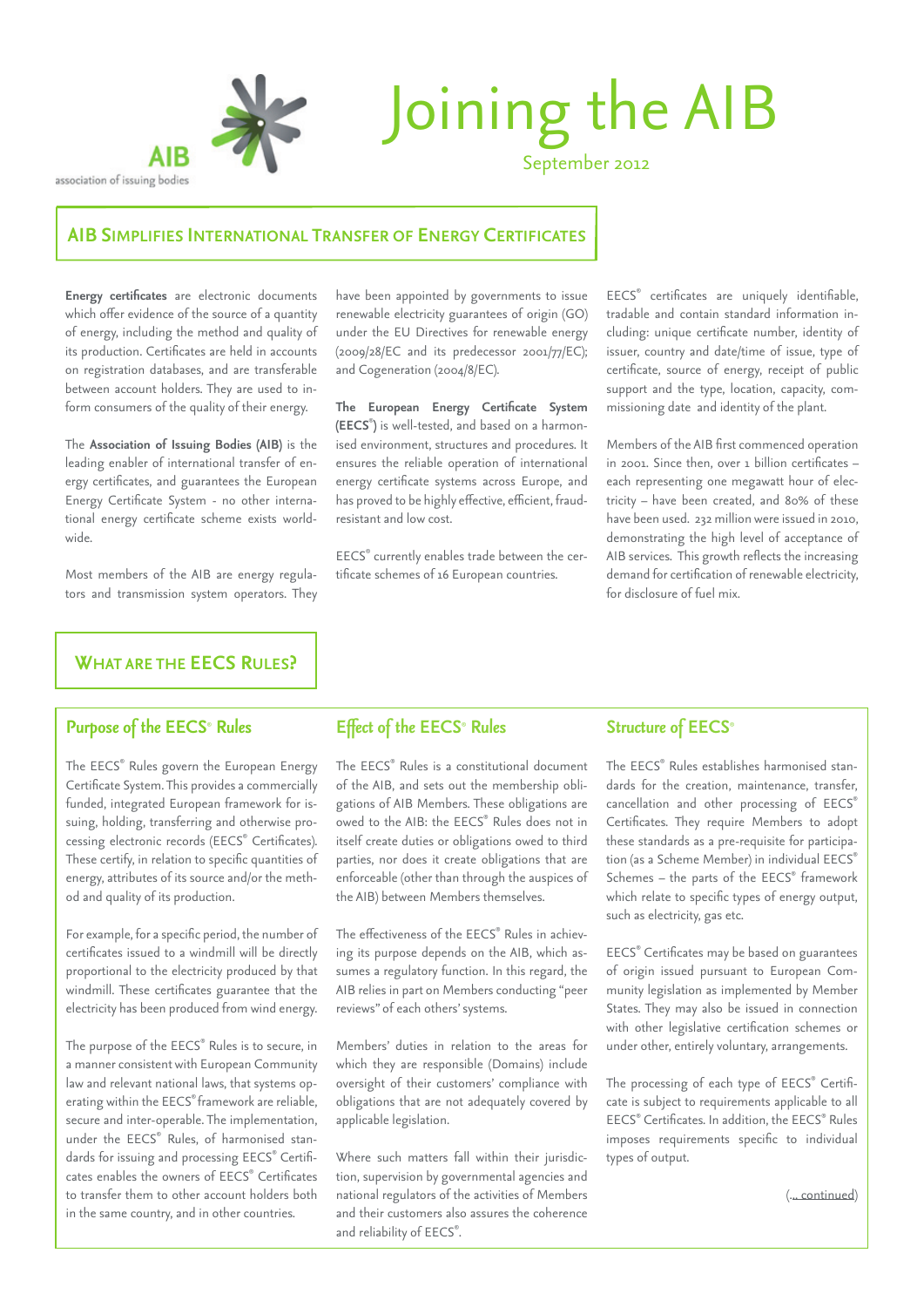# Joining the AIB

September 2012

## AIB Simplifies International Transfer of Energy Certificates

**Energy certificates** are electronic documents which offer evidence of the source of a quantity of energy, including the method and quality of its production. Certificates are held in accounts on registration databases, and are transferable between account holders. They are used to inform consumers of the quality of their energy.

The **Association of Issuing Bodies (AIB)** is the leading enabler of international transfer of energy certificates, and guarantees the European Energy Certificate System - no other international energy certificate scheme exists worldwide.

Most members of the AIB are energy regulators and transmission system operators. They have been appointed by governments to issue renewable electricity guarantees of origin (GO) under the EU Directives for renewable energy (2009/28/EC and its predecessor 2001/77/EC); and Cogeneration (2004/8/EC).

**The European Energy Certificate System (EECS®)** is well-tested, and based on a harmonised environment, structures and procedures. It ensures the reliable operation of international energy certificate systems across Europe, and has proved to be highly effective, efficient, fraud-resistant and low cost.

EECS® currently enables trade between the certificate schemes of 16 European countries.

EECS® certificates are uniquely identifiable, tradable and contain standard information including: unique certificate number, identity of issuer, country and date/time of issue, type of certificate, source of energy, receipt of public support and the type, location, capacity, commissioning date and identity of the plant.

Members of the AIB first commenced operation in 2001. Since then, over 1 billion certificates – each representing one megawatt hour of electricity – have been created, and 80% of these have been used. 232 million were issued in 2010, demonstrating the high level of acceptance of AIB services. This growth reflects the increasing demand for certification of renewable electricity, for disclosure of fuel mix.

## What are the EECS Rules?

### Purpose of the EECS® Rules

The EECS® Rules govern the European Energy Certificate System. This provides a commercially funded, integrated European framework for issuing, holding, transferring and otherwise processing electronic records (EECS® Certificates). These certify, in relation to specific quantities of energy, attributes of its source and/or the method and quality of its production.

For example, for a specific period, the number of certificates issued to a windmill will be directly proportional to the electricity produced by that windmill. These certificates guarantee that the electricity has been produced from wind energy.

The purpose of the EECS® Rules is to secure, in a manner consistent with European Community law and relevant national laws, that systems operating within the EECS® framework are reliable, secure and inter-operable. The implementation, under the EECS® Rules, of harmonised standards for issuing and processing EECS® Certificates enables the owners of EECS® Certificates to transfer them to other account holders both in the same country, and in other countries.

### Effect of the EECS® Rules

The EECS® Rules is a constitutional document of the AIB, and sets out the membership obligations of AIB Members. These obligations are owed to the AIB: the EECS® Rules does not in itself create duties or obligations owed to third parties, nor does it create obligations that are enforceable (other than through the auspices of the AIB) between Members themselves.

The effectiveness of the EECS® Rules in achieving its purpose depends on the AIB, which assumes a regulatory function. In this regard, the AIB relies in part on Members conducting "peer reviews" of each others' systems.

Members' duties in relation to the areas for which they are responsible (Domains) include oversight of their customers' compliance with obligations that are not adequately covered by applicable legislation.

Where such matters fall within their jurisdiction, supervision by governmental agencies and national regulators of the activities of Members and their customers also assures the coherence and reliability of EECS®.

### Structure of EECS®

The EECS® Rules establishes harmonised standards for the creation, maintenance, transfer, cancellation and other processing of EECS® Certificates. They require Members to adopt these standards as a pre-requisite for participation (as a Scheme Member) in individual EECS® Schemes – the parts of the EECS® framework which relate to specific types of energy output, such as electricity, gas etc.

EECS® Certificates may be based on guarantees of origin issued pursuant to European Community legislation as implemented by Member States. They may also be issued in connection with other legislative certification schemes or under other, entirely voluntary, arrangements.

The processing of each type of EECS® Certificate is subject to requirements applicable to all EECS® Certificates. In addition, the EECS® Rules imposes requirements specific to individual types of output.

(... continued)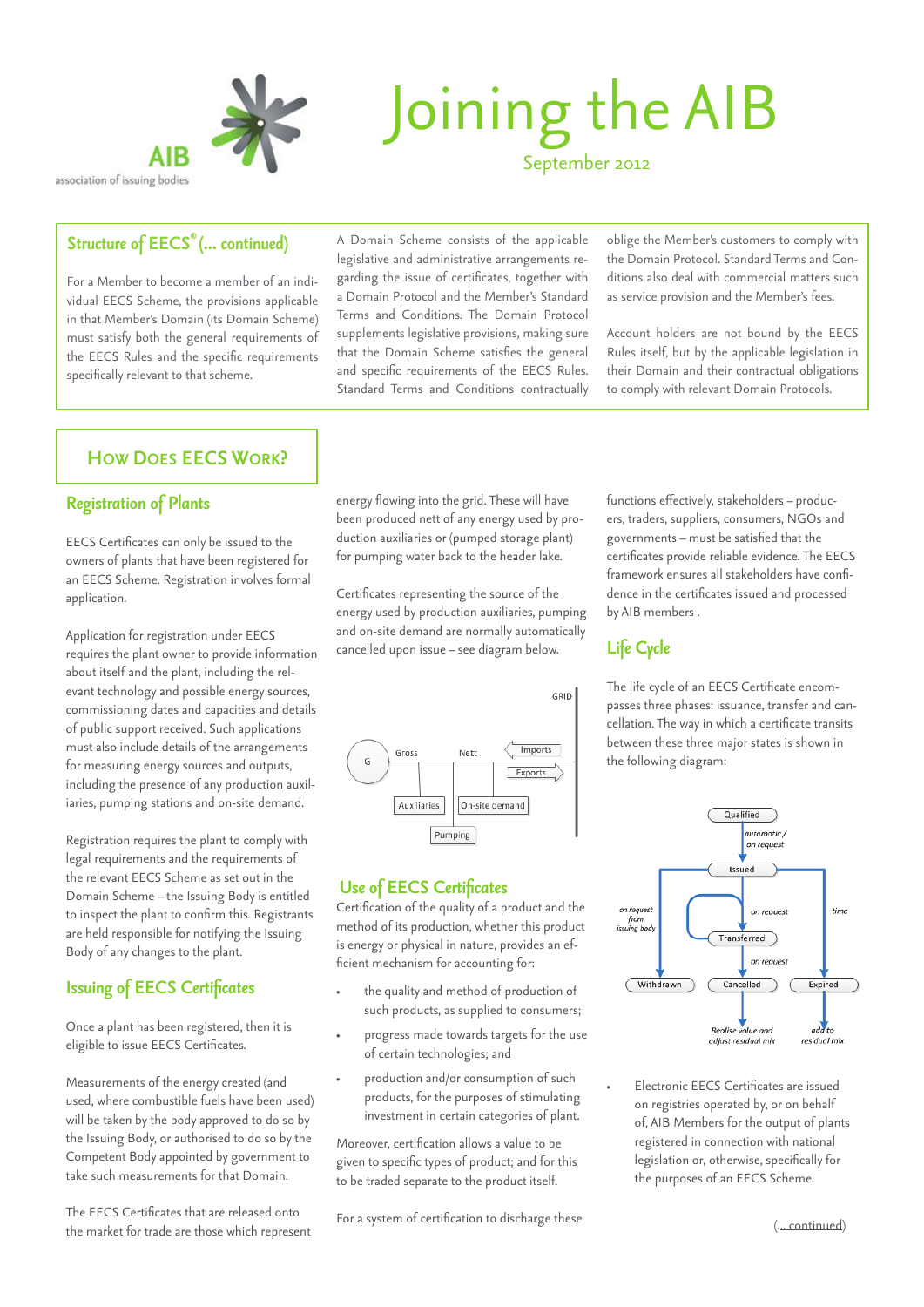# Joining the AIB

September 2012

## Structure of EECS® (... continued)

For a Member to become a member of an individual EECS Scheme, the provisions applicable in that Member's Domain (its Domain Scheme) must satisfy both the general requirements of the EECS Rules and the specific requirements specifically relevant to that scheme.

A Domain Scheme consists of the applicable legislative and administrative arrangements regarding the issue of certificates, together with a Domain Protocol and the Member's Standard Terms and Conditions. The Domain Protocol supplements legislative provisions, making sure that the Domain Scheme satisfies the general and specific requirements of the EECS Rules. Standard Terms and Conditions contractually oblige the Member's customers to comply with the Domain Protocol. Standard Terms and Conditions also deal with commercial matters such as service provision and the Member's fees.

Account holders are not bound by the EECS Rules itself, but by the applicable legislation in their Domain and their contractual obligations to comply with relevant Domain Protocols.

## How Does EECS Work?

### Registration of Plants

EECS Certificates can only be issued to the owners of plants that have been registered for an EECS Scheme. Registration involves formal application.

Application for registration under EECS requires the plant owner to provide information about itself and the plant, including the relevant technology and possible energy sources, commissioning dates and capacities and details of public support received. Such applications must also include details of the arrangements for measuring energy sources and outputs, including the presence of any production auxiliaries, pumping stations and on-site demand.

Registration requires the plant to comply with legal requirements and the requirements of the relevant EECS Scheme as set out in the Domain Scheme – the Issuing Body is entitled to inspect the plant to confirm this. Registrants are held responsible for notifying the Issuing Body of any changes to the plant.

### Issuing of EECS Certificates

Once a plant has been registered, then it is eligible to issue EECS Certificates.

Measurements of the energy created (and used, where combustible fuels have been used) will be taken by the body approved to do so by the Issuing Body, or authorised to do so by the Competent Body appointed by government to take such measurements for that Domain.

The EECS Certificates that are released onto the market for trade are those which represent energy flowing into the grid. These will have been produced nett of any energy used by production auxiliaries or (pumped storage plant) for pumping water back to the header lake.

Certificates representing the source of the energy used by production auxiliaries, pumping and on-site demand are normally automatically cancelled upon issue – see diagram below.

### Use of EECS Certificates

Certification of the quality of a product and the method of its production, whether this product is energy or physical in nature, provides an efficient mechanism for accounting for:

- the quality and method of production of such products, as supplied to consumers;
- progress made towards targets for the use of certain technologies; and
- production and/or consumption of such products, for the purposes of stimulating investment in certain categories of plant.

Moreover, certification allows a value to be given to specific types of product; and for this to be traded separate to the product itself.

For a system of certification to discharge these functions effectively, stakeholders – producers, traders, suppliers, consumers, NGOs and governments – must be satisfied that the certificates provide reliable evidence. The EECS framework ensures all stakeholders have confidence in the certificates issued and processed by AIB members .

### Life Cycle

The life cycle of an EECS Certificate encompasses three phases: issuance, transfer and cancellation. The way in which a certificate transits between these three major states is shown in the following diagram:

- Electronic EECS Certificates are issued on registries operated by, or on behalf of, AIB Members for the output of plants registered in connection with national legislation or, otherwise, specifically for the purposes of an EECS Scheme.

(... continued)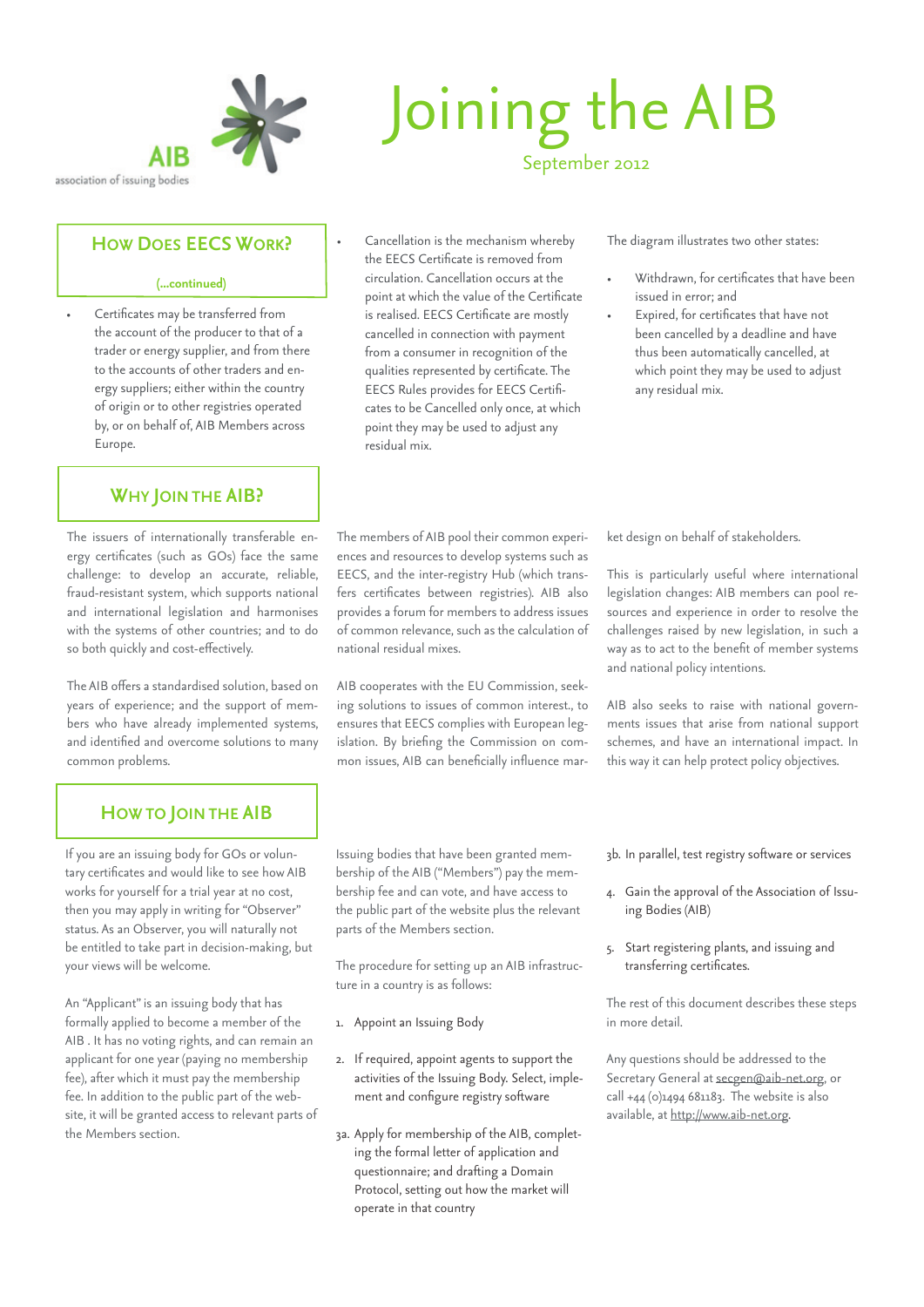# Joining the AIB

September 2012

## How Does EECS Work?

(...continued)

- Certificates may be transferred from the account of the producer to that of a trader or energy supplier, and from there to the accounts of other traders and energy suppliers; either within the country of origin or to other registries operated by, or on behalf of, AIB Members across Europe.
- Cancellation is the mechanism whereby the EECS Certificate is removed from circulation. Cancellation occurs at the point at which the value of the Certificate is realised. EECS Certificate are mostly cancelled in connection with payment from a consumer in recognition of the qualities represented by certificate. The EECS Rules provides for EECS Certificates to be Cancelled only once, at which point they may be used to adjust any residual mix.

The diagram illustrates two other states:

- Withdrawn, for certificates that have been issued in error; and
- Expired, for certificates that have not been cancelled by a deadline and have thus been automatically cancelled, at which point they may be used to adjust any residual mix.

## Why Join the AIB?

The issuers of internationally transferable energy certificates (such as GOs) face the same challenge: to develop an accurate, reliable, fraud-resistant system, which supports national and international legislation and harmonises with the systems of other countries; and to do so both quickly and cost-effectively.

The AIB offers a standardised solution, based on years of experience; and the support of members who have already implemented systems, and identified and overcome solutions to many common problems.

The members of AIB pool their common experiences and resources to develop systems such as EECS, and the inter-registry Hub (which transfers certificates between registries). AIB also provides a forum for members to address issues of common relevance, such as the calculation of national residual mixes.

AIB cooperates with the EU Commission, seeking solutions to issues of common interest., to ensures that EECS complies with European legislation. By briefing the Commission on common issues, AIB can beneficially influence market design on behalf of stakeholders.

This is particularly useful where international legislation changes: AIB members can pool resources and experience in order to resolve the challenges raised by new legislation, in such a way as to act to the benefit of member systems and national policy intentions.

AIB also seeks to raise with national governments issues that arise from national support schemes, and have an international impact. In this way it can help protect policy objectives.

## How to Join the AIB

If you are an issuing body for GOs or voluntary certificates and would like to see how AIB works for yourself for a trial year at no cost, then you may apply in writing for "Observer" status. As an Observer, you will naturally not be entitled to take part in decision-making, but your views will be welcome.

An "Applicant" is an issuing body that has formally applied to become a member of the AIB . It has no voting rights, and can remain an applicant for one year (paying no membership fee), after which it must pay the membership fee. In addition to the public part of the website, it will be granted access to relevant parts of the Members section.

Issuing bodies that have been granted membership of the AIB ("Members") pay the membership fee and can vote, and have access to the public part of the website plus the relevant parts of the Members section.

The procedure for setting up an AIB infrastructure in a country is as follows:

1. Appoint an Issuing Body
2. If required, appoint agents to support the activities of the Issuing Body. Select, implement and configure registry software

3a. Apply for membership of the AIB, completing the formal letter of application and questionnaire; and drafting a Domain Protocol, setting out how the market will operate in that country

3b. In parallel, test registry software or services

4. Gain the approval of the Association of Issuing Bodies (AIB)
5. Start registering plants, and issuing and transferring certificates.

The rest of this document describes these steps in more detail.

Any questions should be addressed to the Secretary General at secgen@aib-net.org, or call +44 (0)1494 681183. The website is also available, at http://www.aib-net.org.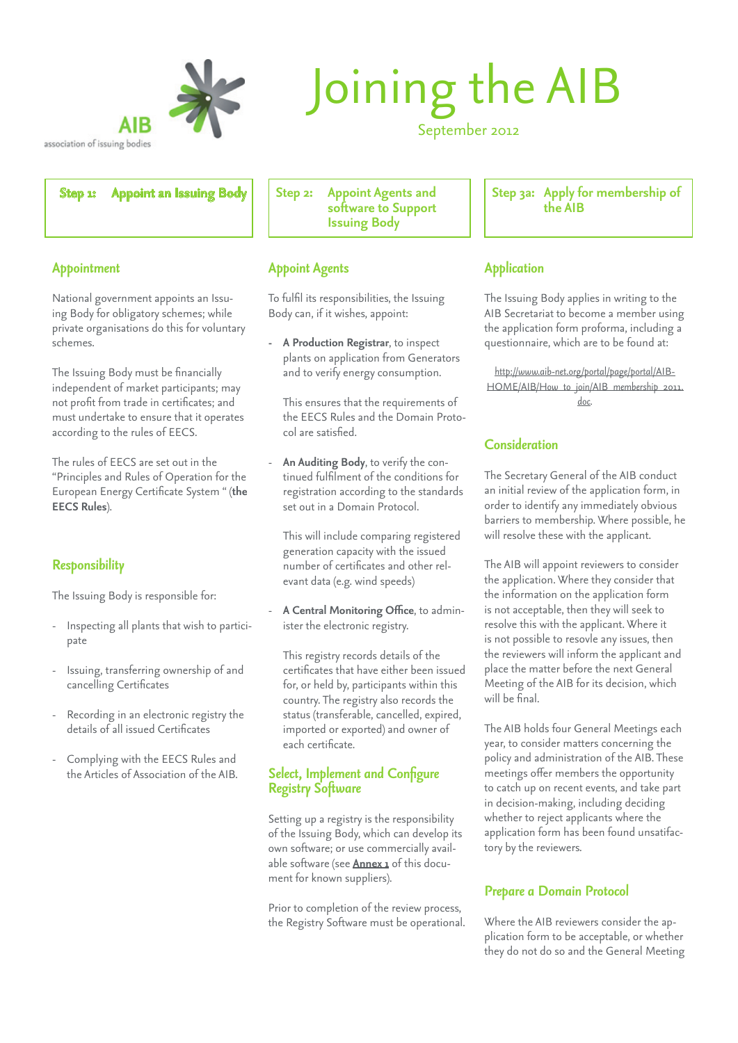# Joining the AIB

September 2012

## Step 1: Appoint an Issuing Body

### Appointment

National government appoints an Issuing Body for obligatory schemes; while private organisations do this for voluntary schemes.

The Issuing Body must be financially independent of market participants; may not profit from trade in certificates; and must undertake to ensure that it operates according to the rules of EECS.

The rules of EECS are set out in the "Principles and Rules of Operation for the European Energy Certificate System " (**the EECS Rules**).

### Responsibility

The Issuing Body is responsible for:

- Inspecting all plants that wish to participate
- Issuing, transferring ownership of and cancelling Certificates
- Recording in an electronic registry the details of all issued Certificates
- Complying with the EECS Rules and the Articles of Association of the AIB.

## Step 2: Appoint Agents and software to Support Issuing Body

### Appoint Agents

To fulfil its responsibilities, the Issuing Body can, if it wishes, appoint:

- **A Production Registrar**, to inspect plants on application from Generators and to verify energy consumption.

  This ensures that the requirements of the EECS Rules and the Domain Protocol are satisfied.

- **An Auditing Body**, to verify the continued fulfilment of the conditions for registration according to the standards set out in a Domain Protocol.

  This will include comparing registered generation capacity with the issued number of certificates and other relevant data (e.g. wind speeds)

- **A Central Monitoring Office**, to administer the electronic registry.

  This registry records details of the certificates that have either been issued for, or held by, participants within this country. The registry also records the status (transferable, cancelled, expired, imported or exported) and owner of each certificate.

### Select, Implement and Configure Registry Software

Setting up a registry is the responsibility of the Issuing Body, which can develop its own software; or use commercially available software (see **Annex 1** of this document for known suppliers).

Prior to completion of the review process, the Registry Software must be operational.

## Step 3a: Apply for membership of the AIB

### Application

The Issuing Body applies in writing to the AIB Secretariat to become a member using the application form proforma, including a questionnaire, which are to be found at:

http://www.aib-net.org/portal/page/portal/AIB-HOME/AIB/How_to_join/AIB_membership_2011.doc.

### Consideration

The Secretary General of the AIB conduct an initial review of the application form, in order to identify any immediately obvious barriers to membership. Where possible, he will resolve these with the applicant.

The AIB will appoint reviewers to consider the application. Where they consider that the information on the application form is not acceptable, then they will seek to resolve this with the applicant. Where it is not possible to resovle any issues, then the reviewers will inform the applicant and place the matter before the next General Meeting of the AIB for its decision, which will be final.

The AIB holds four General Meetings each year, to consider matters concerning the policy and administration of the AIB. These meetings offer members the opportunity to catch up on recent events, and take part in decision-making, including deciding whether to reject applicants where the application form has been found unsatisfactory by the reviewers.

### Prepare a Domain Protocol

Where the AIB reviewers consider the application form to be acceptable, or whether they do not do so and the General Meeting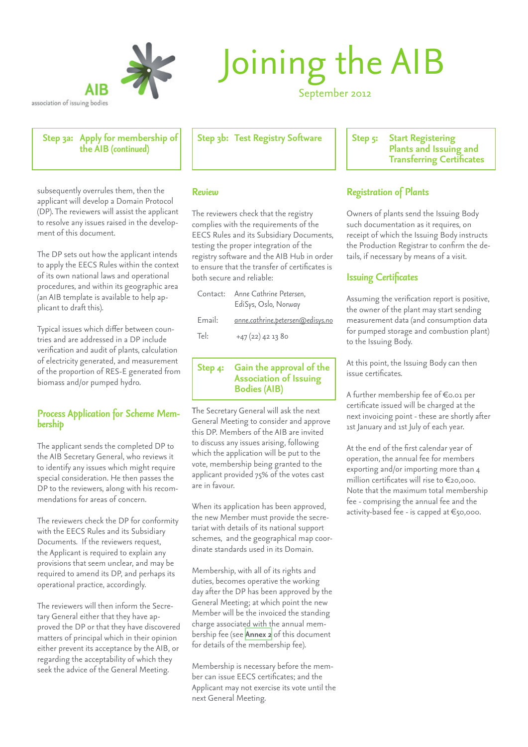# Joining the AIB

September 2012

## Step 3a: Apply for membership of the AIB (continued)

subsequently overrules them, then the applicant will develop a Domain Protocol (DP). The reviewers will assist the applicant to resolve any issues raised in the development of this document.

The DP sets out how the applicant intends to apply the EECS Rules within the context of its own national laws and operational procedures, and within its geographic area (an AIB template is available to help applicant to draft this).

Typical issues which differ between countries and are addressed in a DP include verification and audit of plants, calculation of electricity generated, and measurement of the proportion of RES-E generated from biomass and/or pumped hydro.

### Process Application for Scheme Membership

The applicant sends the completed DP to the AIB Secretary General, who reviews it to identify any issues which might require special consideration. He then passes the DP to the reviewers, along with his recommendations for areas of concern.

The reviewers check the DP for conformity with the EECS Rules and its Subsidiary Documents. If the reviewers request, the Applicant is required to explain any provisions that seem unclear, and may be required to amend its DP, and perhaps its operational practice, accordingly.

The reviewers will then inform the Secretary General either that they have approved the DP or that they have discovered matters of principal which in their opinion either prevent its acceptance by the AIB, or regarding the acceptability of which they seek the advice of the General Meeting.

## Step 3b: Test Registry Software

### Review

The reviewers check that the registry complies with the requirements of the EECS Rules and its Subsidiary Documents, testing the proper integration of the registry software and the AIB Hub in order to ensure that the transfer of certificates is both secure and reliable:

| | |
|---|---|
| Contact: | Anne Cathrine Petersen, EdiSys, Oslo, Norway |
| Email: | anne.cathrine.petersen@edisys.no |
| Tel: | +47 (22) 42 13 80 |

## Step 4: Gain the approval of the Association of Issuing Bodies (AIB)

The Secretary General will ask the next General Meeting to consider and approve this DP. Members of the AIB are invited to discuss any issues arising, following which the application will be put to the vote, membership being granted to the applicant provided 75% of the votes cast are in favour.

When its application has been approved, the new Member must provide the secretariat with details of its national support schemes, and the geographical map coordinate standards used in its Domain.

Membership, with all of its rights and duties, becomes operative the working day after the DP has been approved by the General Meeting; at which point the new Member will be the invoiced the standing charge associated with the annual membership fee (see **Annex 2** of this document for details of the membership fee).

Membership is necessary before the member can issue EECS certificates; and the Applicant may not exercise its vote until the next General Meeting.

## Step 5: Start Registering Plants and Issuing and Transferring Certificates

### Registration of Plants

Owners of plants send the Issuing Body such documentation as it requires, on receipt of which the Issuing Body instructs the Production Registrar to confirm the details, if necessary by means of a visit.

### Issuing Certificates

Assuming the verification report is positive, the owner of the plant may start sending measurement data (and consumption data for pumped storage and combustion plant) to the Issuing Body.

At this point, the Issuing Body can then issue certificates.

A further membership fee of €0.01 per certificate issued will be charged at the next invoicing point - these are shortly after 1st January and 1st July of each year.

At the end of the first calendar year of operation, the annual fee for members exporting and/or importing more than 4 million certificates will rise to €20,000. Note that the maximum total membership fee - comprising the annual fee and the activity-based fee - is capped at €50,000.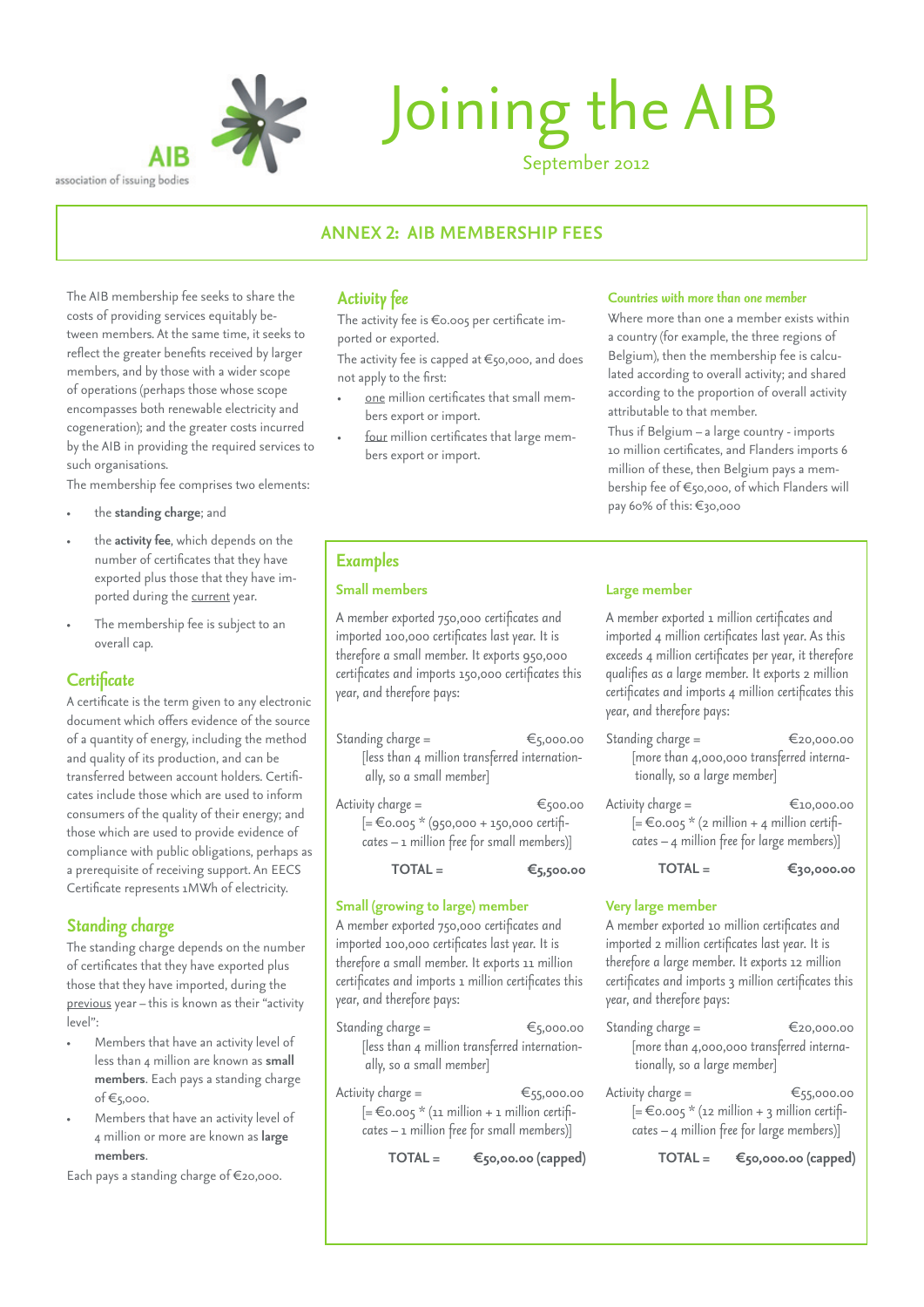# Joining the AIB

September 2012

## ANNEX 2: AIB MEMBERSHIP FEES

The AIB membership fee seeks to share the costs of providing services equitably between members. At the same time, it seeks to reflect the greater benefits received by larger members, and by those with a wider scope of operations (perhaps those whose scope encompasses both renewable electricity and cogeneration); and the greater costs incurred by the AIB in providing the required services to such organisations.

The membership fee comprises two elements:

- the **standing charge**; and
- the **activity fee**, which depends on the number of certificates that they have exported plus those that they have imported during the current year.
- The membership fee is subject to an overall cap.

### Certificate

A certificate is the term given to any electronic document which offers evidence of the source of a quantity of energy, including the method and quality of its production, and can be transferred between account holders. Certificates include those which are used to inform consumers of the quality of their energy; and those which are used to provide evidence of compliance with public obligations, perhaps as a prerequisite of receiving support. An EECS Certificate represents 1MWh of electricity.

### Standing charge

The standing charge depends on the number of certificates that they have exported plus those that they have imported, during the previous year – this is known as their "activity level":

- Members that have an activity level of less than 4 million are known as **small members**. Each pays a standing charge of €5,000.
- Members that have an activity level of 4 million or more are known as **large members**.

Each pays a standing charge of €20,000.

### Activity fee

The activity fee is €0.005 per certificate imported or exported.

The activity fee is capped at €50,000, and does not apply to the first:

- one million certificates that small members export or import.
- four million certificates that large members export or import.

#### Countries with more than one member

Where more than one a member exists within a country (for example, the three regions of Belgium), then the membership fee is calculated according to overall activity; and shared according to the proportion of overall activity attributable to that member.

Thus if Belgium – a large country - imports 10 million certificates, and Flanders imports 6 million of these, then Belgium pays a membership fee of €50,000, of which Flanders will pay 60% of this: €30,000

### Examples

#### Small members

A member exported 750,000 certificates and imported 100,000 certificates last year. It is therefore a small member. It exports 950,000 certificates and imports 150,000 certificates this year, and therefore pays:

Standing charge = €5,000.00
[less than 4 million transferred internationally, so a small member]

Activity charge = €500.00
[= €0.005 * (950,000 + 150,000 certificates – 1 million free for small members)]

**TOTAL = €5,500.00**

#### Large member

A member exported 1 million certificates and imported 4 million certificates last year. As this exceeds 4 million certificates per year, it therefore qualifies as a large member. It exports 2 million certificates and imports 4 million certificates this year, and therefore pays:

Standing charge = €20,000.00
[more than 4,000,000 transferred internationally, so a large member]

Activity charge = €10,000.00
[= €0.005 * (2 million + 4 million certificates – 4 million free for large members)]

**TOTAL = €30,000.00**

#### Small (growing to large) member

A member exported 750,000 certificates and imported 100,000 certificates last year. It is therefore a small member. It exports 11 million certificates and imports 1 million certificates this year, and therefore pays:

Standing charge = €5,000.00
[less than 4 million transferred internationally, so a small member]

Activity charge = €55,000.00
[= €0.005 * (11 million + 1 million certificates – 1 million free for small members)]

**TOTAL = €50,00.00 (capped)**

#### Very large member

A member exported 10 million certificates and imported 2 million certificates last year. It is therefore a large member. It exports 12 million certificates and imports 3 million certificates this year, and therefore pays:

Standing charge = €20,000.00
[more than 4,000,000 transferred internationally, so a large member]

Activity charge = €55,000.00
[= €0.005 * (12 million + 3 million certificates – 4 million free for large members)]

**TOTAL = €50,000.00 (capped)**